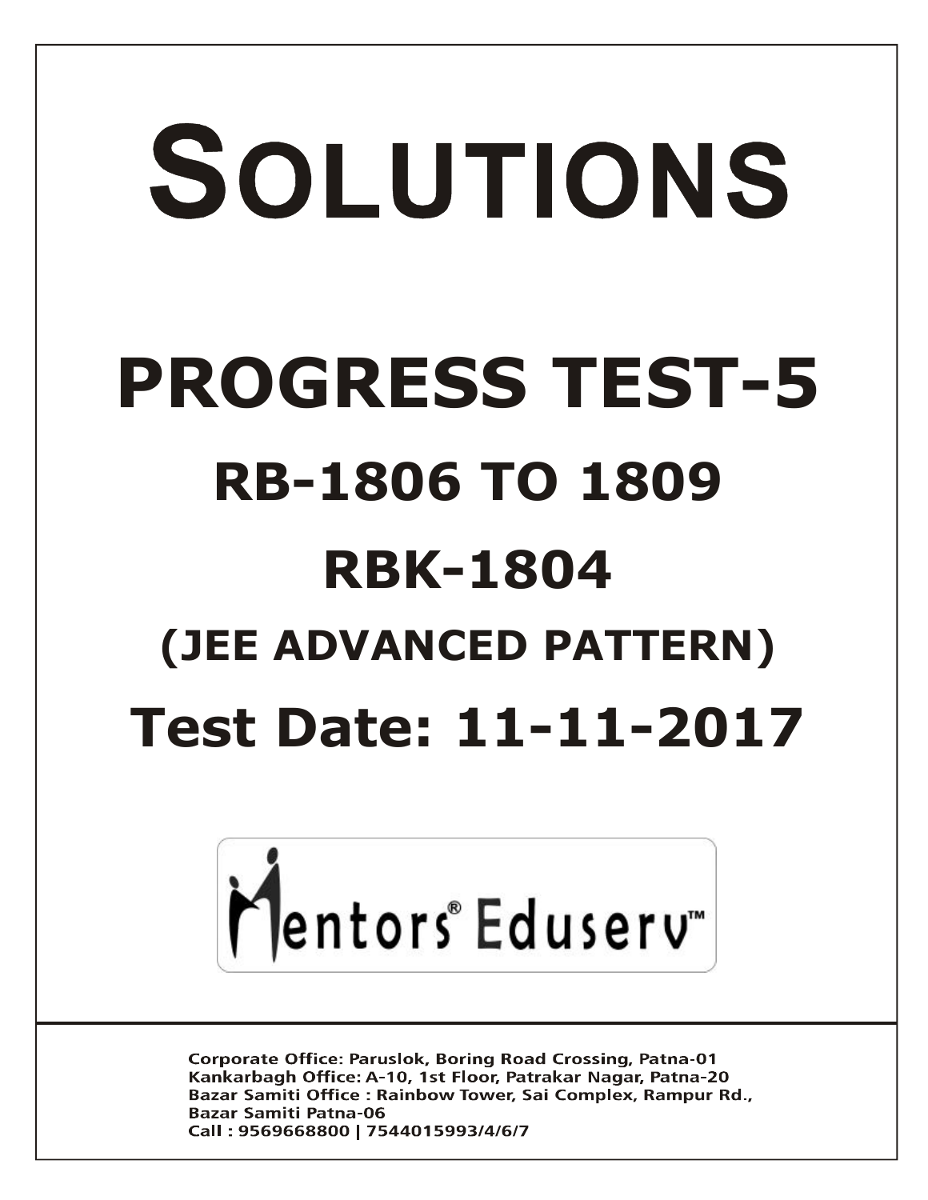# SOLUTIONS

# PROGRESS TEST-5

## RB-1806 TO 1809

## RBK-1804

### (JEE ADVANCED PATTERN)

## Test Date: 11-11-2017

Mentors® Eduserv™

Corporate Office: Paruslok, Boring Road Crossing, Patna-01
Kankarbagh Office: A-10, 1st Floor, Patrakar Nagar, Patna-20
Bazar Samiti Office : Rainbow Tower, Sai Complex, Rampur Rd., Bazar Samiti Patna-06
Call : 9569668800 | 7544015993/4/6/7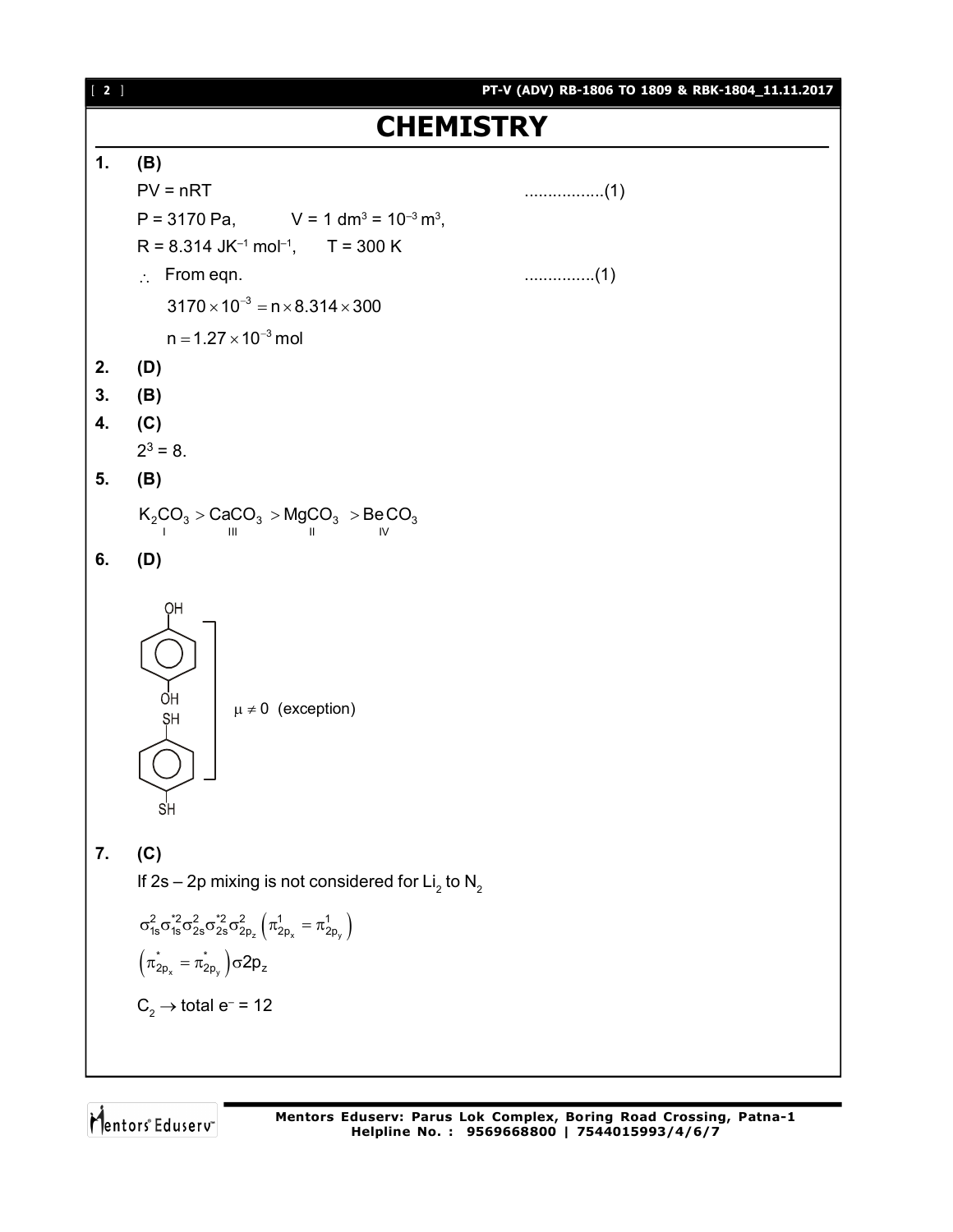# CHEMISTRY

**1. (B)**

PV = nRT .................(1)

P = 3170 Pa,  V = 1 $dm^3$ = $10^{-3}$ $m^3$,

R = 8.314 $JK^{-1}$ $mol^{-1}$,  T = 300 K

$\therefore$ From eqn. ...............(1)

$$3170 \times 10^{-3} = n \times 8.314 \times 300$$

$$n = 1.27 \times 10^{-3}\,mol$$

**2. (D)**

**3. (B)**

**4. (C)**

$2^3 = 8$.

**5. (B)**

$$\underset{I}{K_2CO_3} > \underset{III}{CaCO_3} > \underset{II}{MgCO_3} > \underset{IV}{BeCO_3}$$

**6. (D)**

Hydroquinone (p-$C_6H_4(OH)_2$) and benzene-1,4-dithiol (p-$C_6H_4(SH)_2$): $\mu \neq 0$ (exception)

**7. (C)**

If 2s – 2p mixing is not considered for $Li_2$ to $N_2$

$$\sigma_{1s}^2\sigma_{1s}^{*2}\sigma_{2s}^2\sigma_{2s}^{*2}\sigma_{2p_z}^2\left(\pi_{2p_x}^1 = \pi_{2p_y}^1\right)$$

$$\left(\pi_{2p_x}^* = \pi_{2p_y}^*\right)\sigma 2p_z$$

$C_2 \rightarrow$ total $e^-$ = 12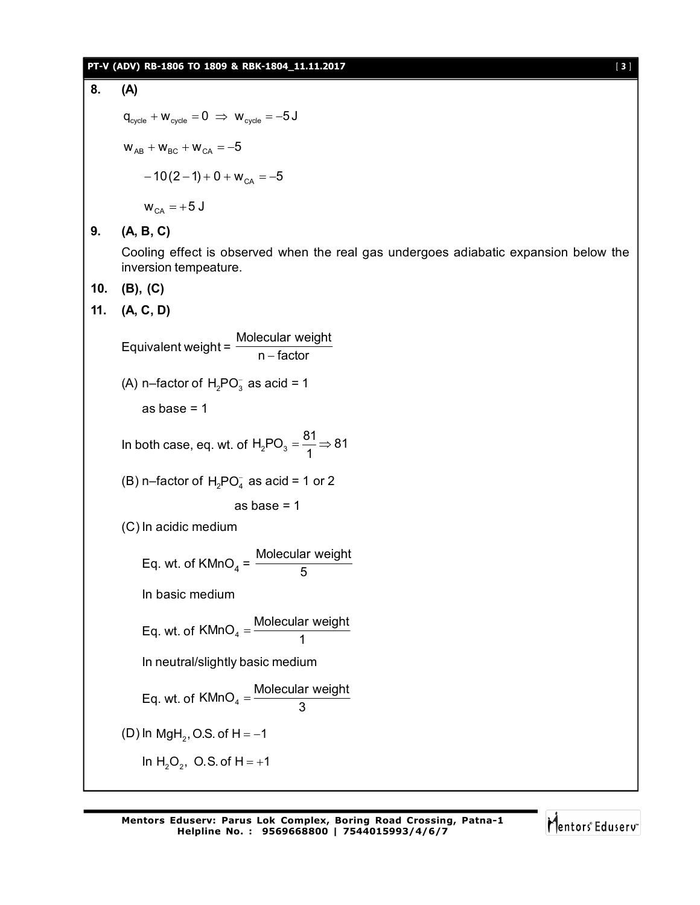**8. (A)**

$$q_{cycle} + w_{cycle} = 0 \Rightarrow w_{cycle} = -5\,J$$

$$w_{AB} + w_{BC} + w_{CA} = -5$$

$$-10(2-1) + 0 + w_{CA} = -5$$

$$w_{CA} = +5\,J$$

**9. (A, B, C)**

Cooling effect is observed when the real gas undergoes adiabatic expansion below the inversion tempeature.

**10. (B), (C)**

**11. (A, C, D)**

$$\text{Equivalent weight} = \frac{\text{Molecular weight}}{\text{n} - \text{factor}}$$

(A) n–factor of $H_2PO_3^-$ as acid = 1

as base = 1

In both case, eq. wt. of $H_2PO_3 = \frac{81}{1} \Rightarrow 81$

(B) n–factor of $H_2PO_4^-$ as acid = 1 or 2

as base = 1

(C) In acidic medium

$$\text{Eq. wt. of } KMnO_4 = \frac{\text{Molecular weight}}{5}$$

In basic medium

$$\text{Eq. wt. of } KMnO_4 = \frac{\text{Molecular weight}}{1}$$

In neutral/slightly basic medium

$$\text{Eq. wt. of } KMnO_4 = \frac{\text{Molecular weight}}{3}$$

(D) In $MgH_2$, O.S. of $H = -1$

In $H_2O_2$, O.S. of $H = +1$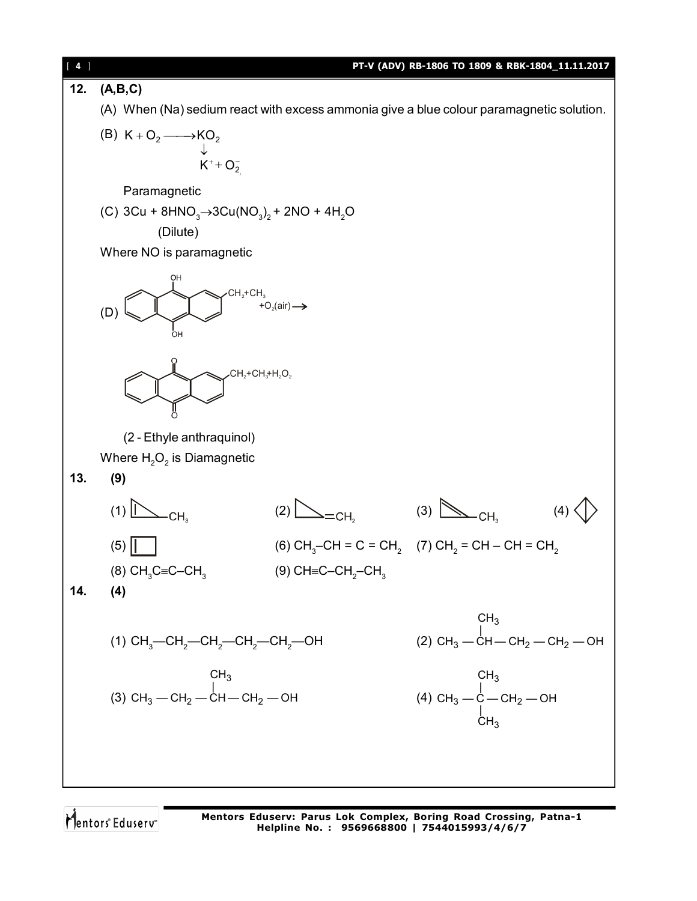**12. (A,B,C)**

(A) When (Na) sedium react with excess ammonia give a blue colour paramagnetic solution.

(B) $K + O_2 \longrightarrow KO_2$

$\downarrow$

$K^+ + O_2^-$

Paramagnetic

(C) $3Cu + 8HNO_3 \rightarrow 3Cu(NO_3)_2 + 2NO + 4H_2O$

(Dilute)

Where NO is paramagnetic

(D) [9,10-dihydroxyanthracene with $CH_2+CH_3$ substituent] $+O_2(\text{air}) \longrightarrow$

[anthraquinone with $CH_2+CH_3$ substituent] $+H_2O_2$

(2 - Ethyle anthraquinol)

Where $H_2O_2$ is Diamagnetic

**13. (9)**

(1) [cyclopropene with $CH_3$] (2) [methylenecyclopropane, $=CH_2$] (3) [cyclopropene with $CH_3$ on double bond carbon] (4) [bicyclobutane]

(5) [cyclobutene] (6) $CH_3–CH = C = CH_2$ (7) $CH_2 = CH – CH = CH_2$

(8) $CH_3C{\equiv}C–CH_3$ (9) $CH{\equiv}C–CH_2–CH_3$

**14. (4)**

(1) $CH_3—CH_2—CH_2—CH_2—CH_2—OH$

(2) $CH_3 — CH(CH_3) — CH_2 — CH_2 — OH$

(3) $CH_3 — CH_2 — CH(CH_3) — CH_2 — OH$

(4) $CH_3 — C(CH_3)_2 — CH_2 — OH$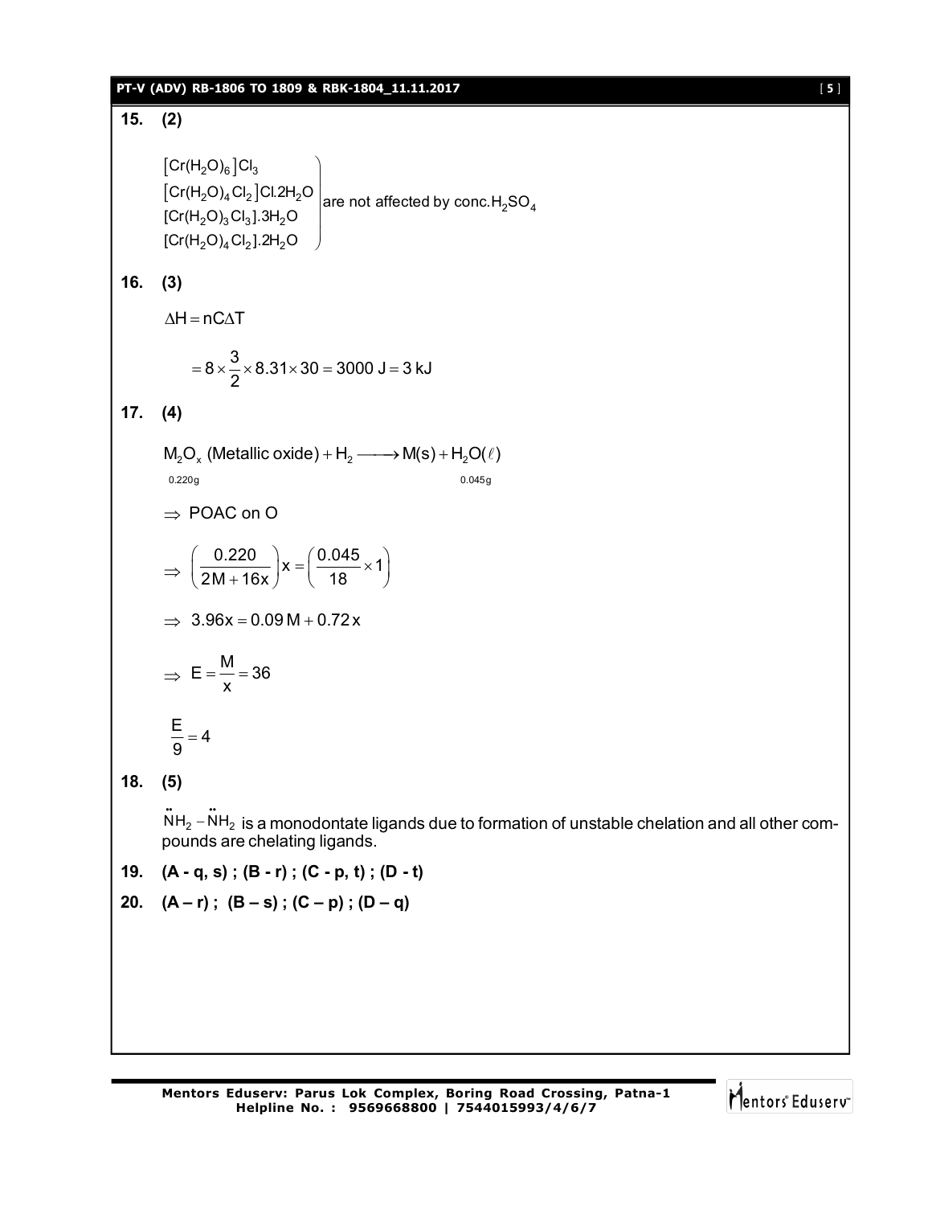**15. (2)**

$$\left.\begin{array}{l} [Cr(H_2O)_6]Cl_3 \\ [Cr(H_2O)_4Cl_2]Cl.2H_2O \\ [Cr(H_2O)_3Cl_3].3H_2O \\ [Cr(H_2O)_4Cl_2].2H_2O \end{array}\right) \text{are not affected by conc.} H_2SO_4$$

**16. (3)**

$$\Delta H = nC\Delta T$$

$$= 8 \times \frac{3}{2} \times 8.31 \times 30 = 3000 \text{ J} = 3 \text{ kJ}$$

**17. (4)**

$$\underset{0.220\,g}{M_2O_x \text{ (Metallic oxide)}} + H_2 \longrightarrow M(s) + \underset{0.045\,g}{H_2O(\ell)}$$

$\Rightarrow$ POAC on O

$$\Rightarrow \left(\frac{0.220}{2M + 16x}\right)x = \left(\frac{0.045}{18} \times 1\right)$$

$$\Rightarrow 3.96x = 0.09\,M + 0.72\,x$$

$$\Rightarrow E = \frac{M}{x} = 36$$

$$\frac{E}{9} = 4$$

**18. (5)**

$\ddot{N}H_2 - \ddot{N}H_2$ is a monodontate ligands due to formation of unstable chelation and all other compounds are chelating ligands.

**19. (A - q, s) ; (B - r) ; (C - p, t) ; (D - t)**

**20. (A – r) ; (B – s) ; (C – p) ; (D – q)**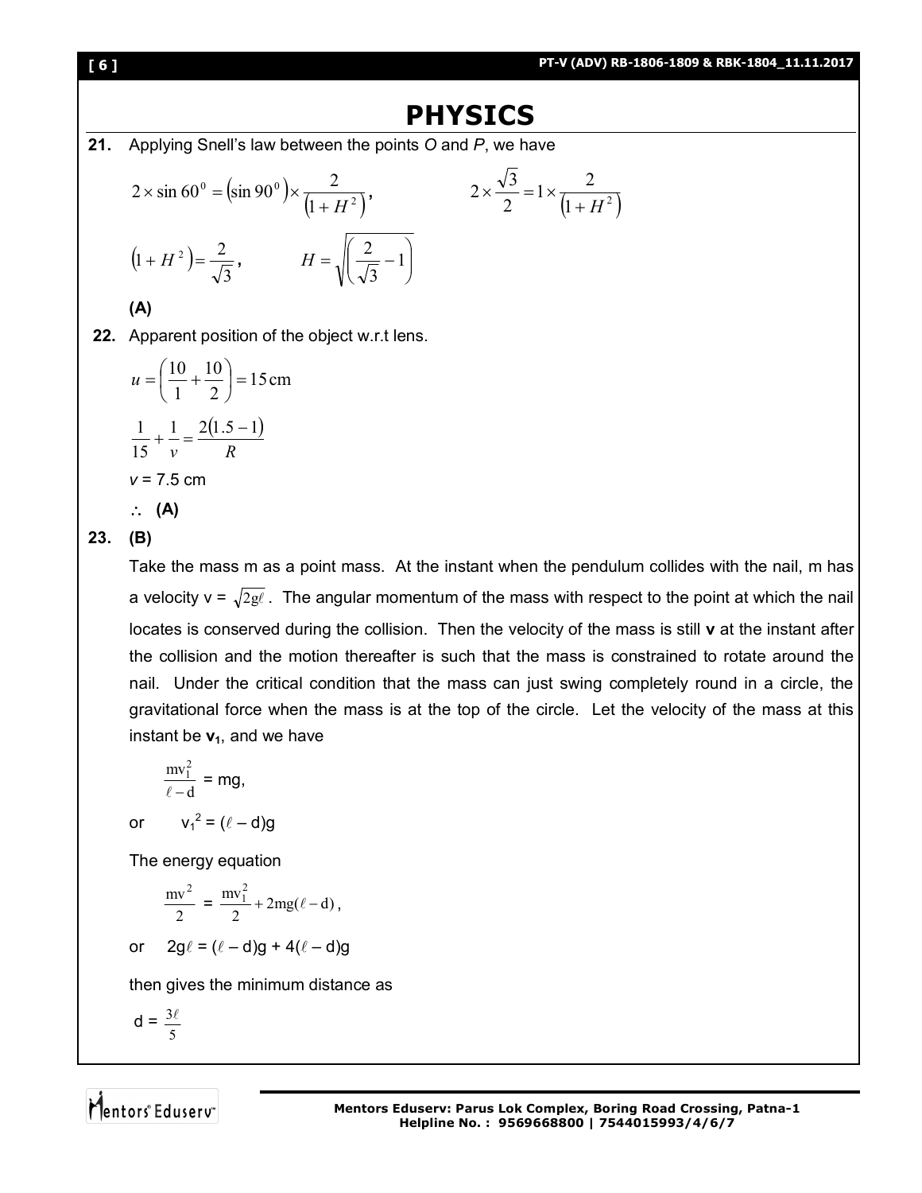# PHYSICS

**21.** Applying Snell's law between the points *O* and *P*, we have

$$2 \times \sin 60^0 = \left(\sin 90^0\right) \times \frac{2}{\left(1 + H^2\right)}, \qquad 2 \times \frac{\sqrt{3}}{2} = 1 \times \frac{2}{\left(1 + H^2\right)}$$

$$\left(1 + H^2\right) = \frac{2}{\sqrt{3}}, \qquad H = \sqrt{\left(\frac{2}{\sqrt{3}} - 1\right)}$$

**(A)**

**22.** Apparent position of the object w.r.t lens.

$$u = \left(\frac{10}{1} + \frac{10}{2}\right) = 15\,\text{cm}$$

$$\frac{1}{15} + \frac{1}{v} = \frac{2(1.5 - 1)}{R}$$

$v$ = 7.5 cm

$\therefore$ **(A)**

**23.** **(B)**

Take the mass m as a point mass. At the instant when the pendulum collides with the nail, m has a velocity v = $\sqrt{2g\ell}$. The angular momentum of the mass with respect to the point at which the nail locates is conserved during the collision. Then the velocity of the mass is still **v** at the instant after the collision and the motion thereafter is such that the mass is constrained to rotate around the nail. Under the critical condition that the mass can just swing completely round in a circle, the gravitational force when the mass is at the top of the circle. Let the velocity of the mass at this instant be $\mathbf{v_1}$, and we have

$$\frac{mv_1^2}{\ell - d} = mg,$$

or $\quad v_1^2 = (\ell - d)g$

The energy equation

$$\frac{mv^2}{2} = \frac{mv_1^2}{2} + 2mg(\ell - d),$$

or $\quad 2g\ell = (\ell - d)g + 4(\ell - d)g$

then gives the minimum distance as

$$d = \frac{3\ell}{5}$$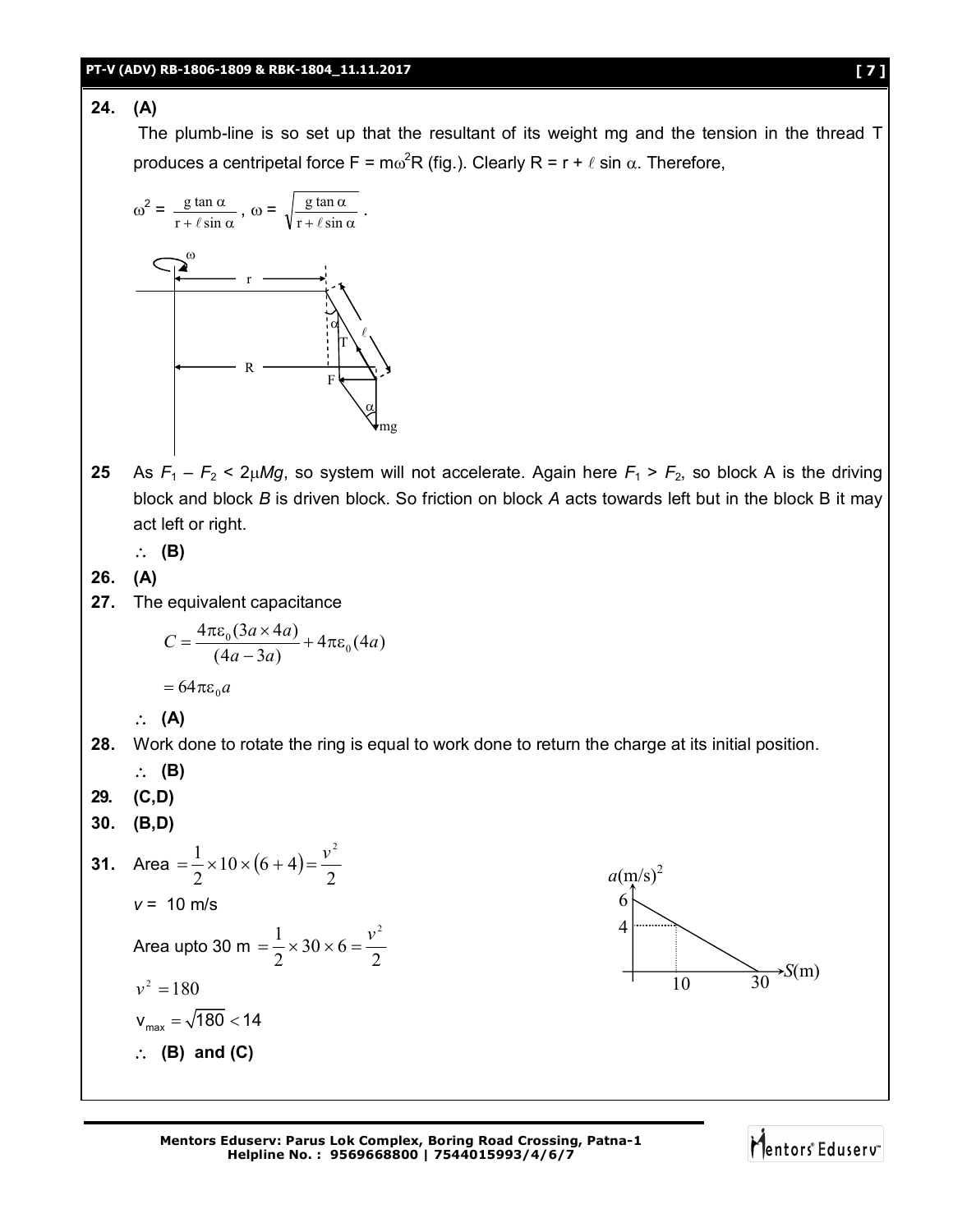**24.** **(A)**

The plumb-line is so set up that the resultant of its weight mg and the tension in the thread T produces a centripetal force $F = m\omega^2 R$ (fig.). Clearly $R = r + \ell \sin \alpha$. Therefore,

$$\omega^2 = \frac{g \tan \alpha}{r + \ell \sin \alpha}, \quad \omega = \sqrt{\frac{g \tan \alpha}{r + \ell \sin \alpha}}.$$

**25** As $F_1 - F_2 < 2\mu Mg$, so system will not accelerate. Again here $F_1 > F_2$, so block A is the driving block and block *B* is driven block. So friction on block *A* acts towards left but in the block B it may act left or right.

$\therefore$ **(B)**

**26.** **(A)**

**27.** The equivalent capacitance

$$C = \frac{4\pi\varepsilon_0(3a \times 4a)}{(4a - 3a)} + 4\pi\varepsilon_0(4a)$$

$$= 64\pi\varepsilon_0 a$$

$\therefore$ **(A)**

**28.** Work done to rotate the ring is equal to work done to return the charge at its initial position.

$\therefore$ **(B)**

**29.** **(C,D)**

**30.** **(B,D)**

**31.** Area $= \frac{1}{2} \times 10 \times (6 + 4) = \frac{v^2}{2}$

$v = 10$ m/s

Area upto 30 m $= \frac{1}{2} \times 30 \times 6 = \frac{v^2}{2}$

$v^2 = 180$

$v_{max} = \sqrt{180} < 14$

$\therefore$ **(B) and (C)**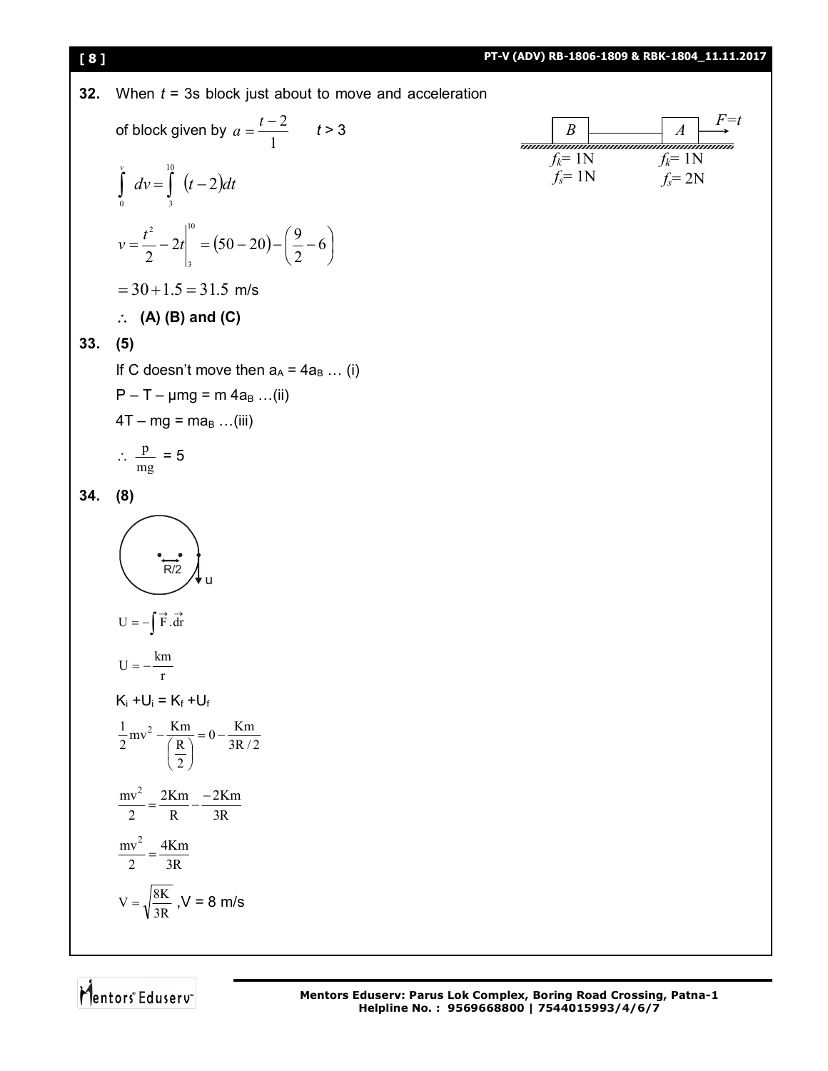**32.** When $t$ = 3s block just about to move and acceleration of block given by $a = \frac{t-2}{1}$ $t > 3$

B — A → $F=t$

$f_k = 1N$, $f_s = 1N$ (B) ; $f_k = 1N$, $f_s = 2N$ (A)

$$\int_0^v dv = \int_3^{10} (t-2)dt$$

$$v = \frac{t^2}{2} - 2t\Big|_3^{10} = (50-20) - \left(\frac{9}{2} - 6\right)$$

$$= 30 + 1.5 = 31.5 \text{ m/s}$$

$\therefore$ **(A) (B) and (C)**

**33. (5)**

If C doesn't move then $a_A = 4a_B$ … (i)

$P - T - \mu mg = m\, 4a_B$ …(ii)

$4T - mg = ma_B$ …(iii)

$\therefore \frac{p}{mg} = 5$

**34. (8)**

R/2, u

$$U = -\int \vec{F}.\vec{dr}$$

$$U = -\frac{km}{r}$$

$K_i + U_i = K_f + U_f$

$$\frac{1}{2}mv^2 - \frac{Km}{\left(\frac{R}{2}\right)} = 0 - \frac{Km}{3R/2}$$

$$\frac{mv^2}{2} = \frac{2Km}{R} - \frac{-2Km}{3R}$$

$$\frac{mv^2}{2} = \frac{4Km}{3R}$$

$$V = \sqrt{\frac{8K}{3R}}, V = 8 \text{ m/s}$$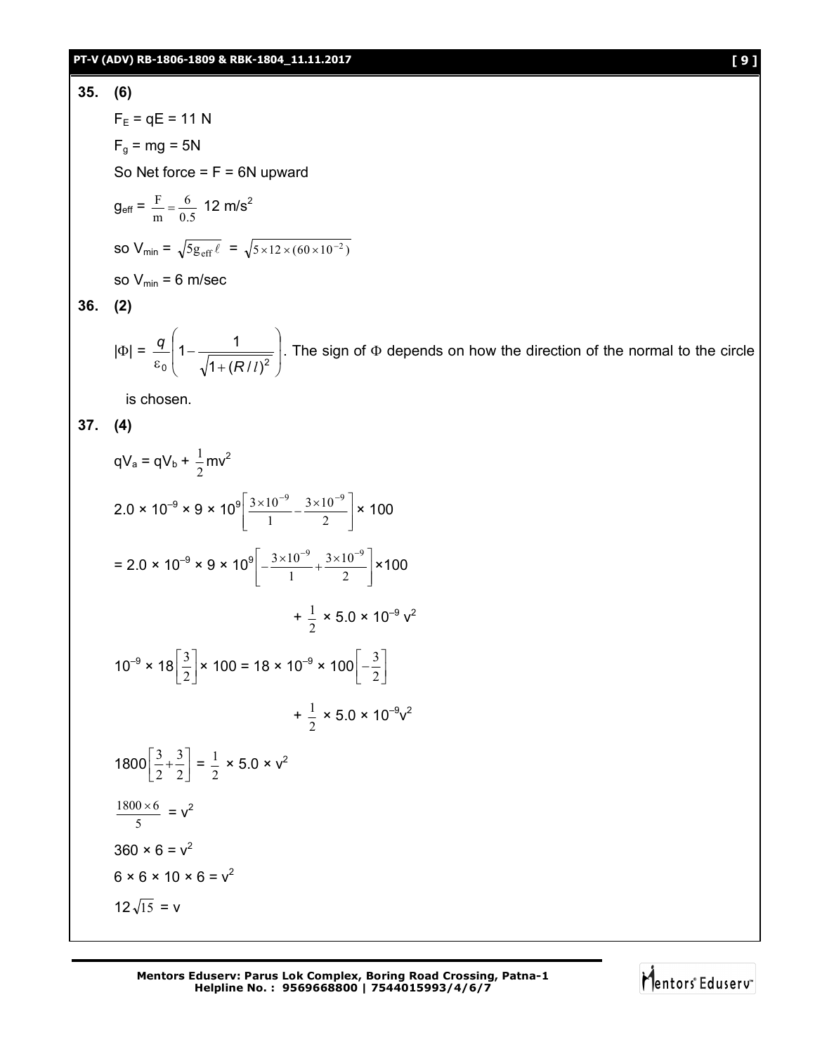**35. (6)**

$F_E = qE = 11$ N

$F_g = mg = 5$N

So Net force = F = 6N upward

$g_{eff} = \frac{F}{m} = \frac{6}{0.5}$ 12 m/s$^2$

so $V_{min} = \sqrt{5g_{eff}\ell} = \sqrt{5 \times 12 \times (60 \times 10^{-2})}$

so $V_{min}$ = 6 m/sec

**36. (2)**

$|\Phi| = \frac{q}{\varepsilon_0}\left(1 - \frac{1}{\sqrt{1+(R/l)^2}}\right)$. The sign of $\Phi$ depends on how the direction of the normal to the circle is chosen.

**37. (4)**

$qV_a = qV_b + \frac{1}{2}mv^2$

$2.0 \times 10^{-9} \times 9 \times 10^9\left[\frac{3\times10^{-9}}{1} - \frac{3\times10^{-9}}{2}\right] \times 100$

$= 2.0 \times 10^{-9} \times 9 \times 10^9\left[-\frac{3\times10^{-9}}{1} + \frac{3\times10^{-9}}{2}\right] \times 100$

$+ \frac{1}{2} \times 5.0 \times 10^{-9}\, v^2$

$10^{-9} \times 18\left[\frac{3}{2}\right] \times 100 = 18 \times 10^{-9} \times 100\left[-\frac{3}{2}\right]$

$+ \frac{1}{2} \times 5.0 \times 10^{-9} v^2$

$1800\left[\frac{3}{2} + \frac{3}{2}\right] = \frac{1}{2} \times 5.0 \times v^2$

$\frac{1800 \times 6}{5} = v^2$

$360 \times 6 = v^2$

$6 \times 6 \times 10 \times 6 = v^2$

$12\sqrt{15} = v$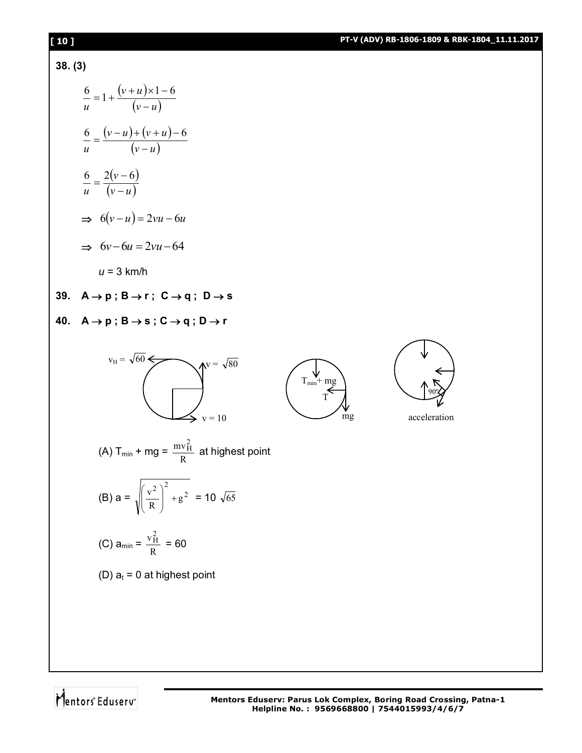**38. (3)**

$$\frac{6}{u} = 1 + \frac{(v+u)\times 1 - 6}{(v-u)}$$

$$\frac{6}{u} = \frac{(v-u)+(v+u)-6}{(v-u)}$$

$$\frac{6}{u} = \frac{2(v-6)}{(v-u)}$$

$$\Rightarrow \; 6(v-u) = 2vu - 6u$$

$$\Rightarrow \; 6v - 6u = 2vu - 64$$

$u$ = 3 km/h

**39.** **A → p ; B → r ; C → q ; D → s**

**40.** **A → p ; B → s ; C → q ; D → r**

$v_H = \sqrt{60}$, $v = \sqrt{80}$, $v = 10$

$T_{min} + mg$, $T$, $mg$

acceleration, 90°

(A) $T_{min} + mg = \frac{mv_H^2}{R}$ at highest point

(B) $a = \sqrt{\left(\frac{v^2}{R}\right)^2 + g^2} = 10\sqrt{65}$

(C) $a_{min} = \frac{v_H^2}{R} = 60$

(D) $a_t = 0$ at highest point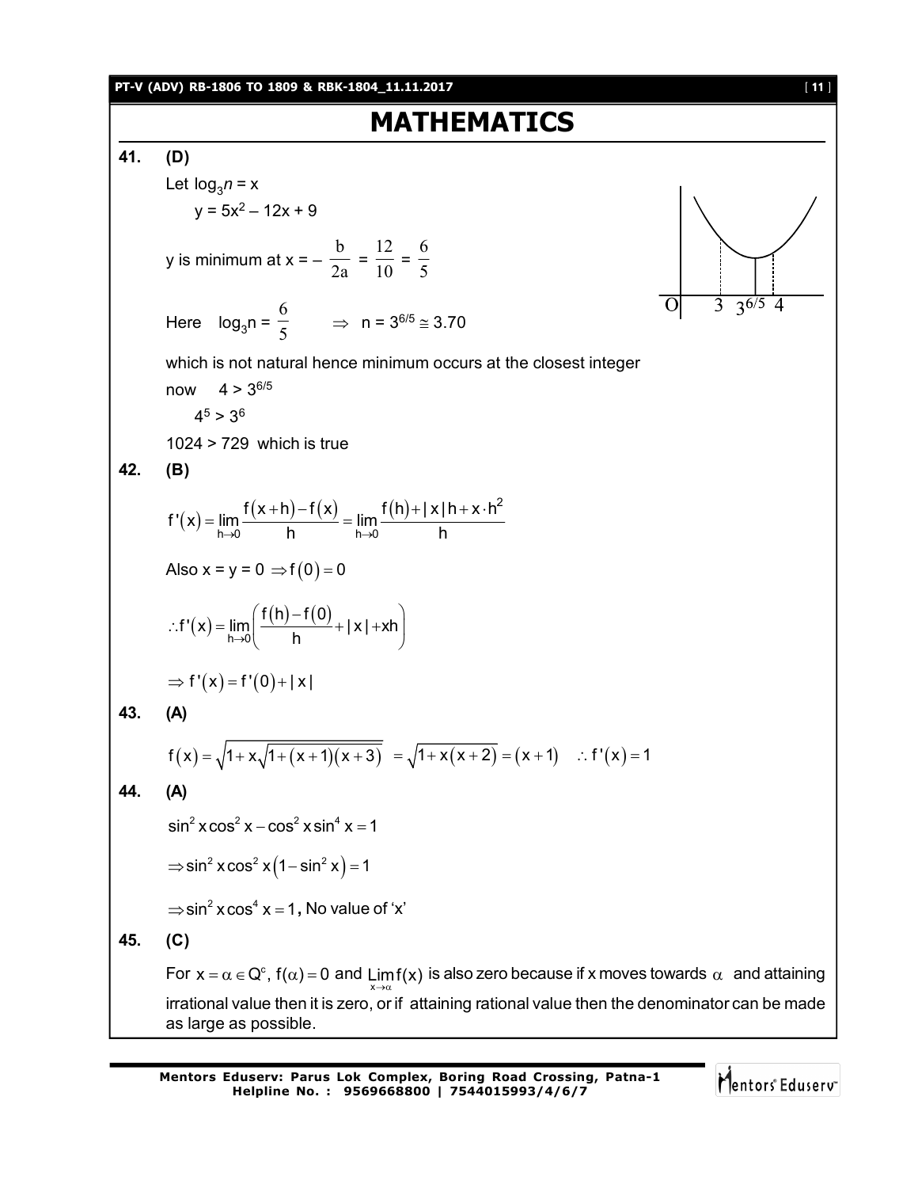# MATHEMATICS

**41. (D)**

Let $\log_3 n = x$

$y = 5x^2 - 12x + 9$

y is minimum at $x = -\dfrac{b}{2a} = \dfrac{12}{10} = \dfrac{6}{5}$

Here $\log_3 n = \dfrac{6}{5} \quad \Rightarrow \quad n = 3^{6/5} \cong 3.70$

which is not natural hence minimum occurs at the closest integer

now $\quad 4 > 3^{6/5}$

$4^5 > 3^6$

$1024 > 729$ which is true

**42. (B)**

$$f'(x) = \lim_{h \to 0} \frac{f(x+h) - f(x)}{h} = \lim_{h \to 0} \frac{f(h) + |x|h + x \cdot h^2}{h}$$

Also $x = y = 0 \Rightarrow f(0) = 0$

$$\therefore f'(x) = \lim_{h \to 0} \left( \frac{f(h) - f(0)}{h} + |x| + xh \right)$$

$$\Rightarrow f'(x) = f'(0) + |x|$$

**43. (A)**

$$f(x) = \sqrt{1 + x\sqrt{1 + (x+1)(x+3)}} = \sqrt{1 + x(x+2)} = (x+1) \quad \therefore f'(x) = 1$$

**44. (A)**

$$\sin^2 x \cos^2 x - \cos^2 x \sin^4 x = 1$$

$$\Rightarrow \sin^2 x \cos^2 x \left(1 - \sin^2 x\right) = 1$$

$$\Rightarrow \sin^2 x \cos^4 x = 1, \text{ No value of 'x'}$$

**45. (C)**

For $x = \alpha \in Q^c$, $f(\alpha) = 0$ and $\lim_{x \to \alpha} f(x)$ is also zero because if x moves towards $\alpha$ and attaining irrational value then it is zero, or if attaining rational value then the denominator can be made as large as possible.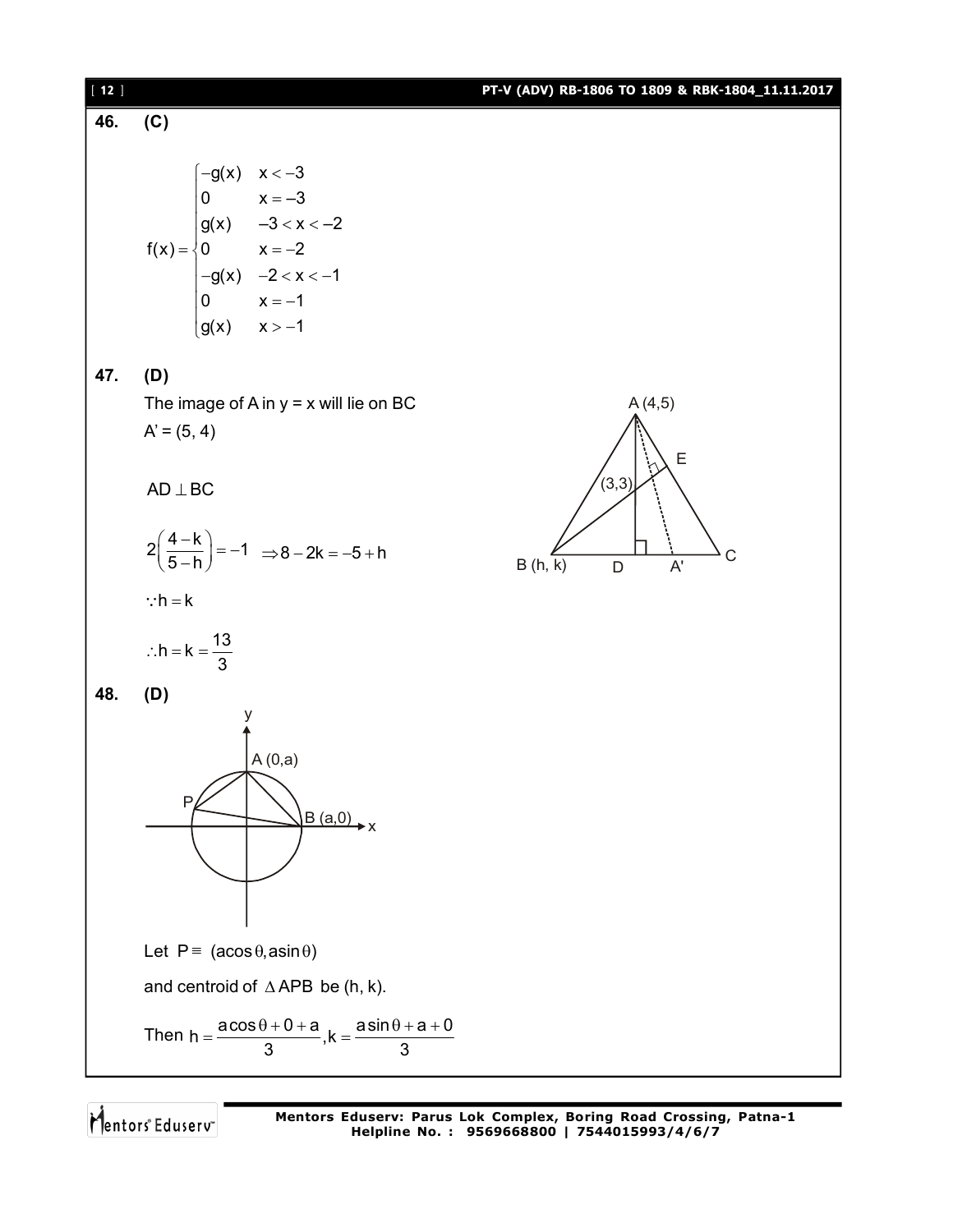**46. (C)**

$$f(x)=\begin{cases}-g(x) & x<-3\\ 0 & x=-3\\ g(x) & -3<x<-2\\ 0 & x=-2\\ -g(x) & -2<x<-1\\ 0 & x=-1\\ g(x) & x>-1\end{cases}$$

**47. (D)**

The image of A in y = x will lie on BC

A' = (5, 4)

$AD \perp BC$

$$2\left(\frac{4-k}{5-h}\right)=-1 \;\; \Rightarrow 8-2k=-5+h$$

$\because h=k$

$\therefore h=k=\dfrac{13}{3}$

**48. (D)**

Let $P \equiv (a\cos\theta, a\sin\theta)$

and centroid of $\Delta APB$ be (h, k).

Then $h=\dfrac{a\cos\theta+0+a}{3}, k=\dfrac{a\sin\theta+a+0}{3}$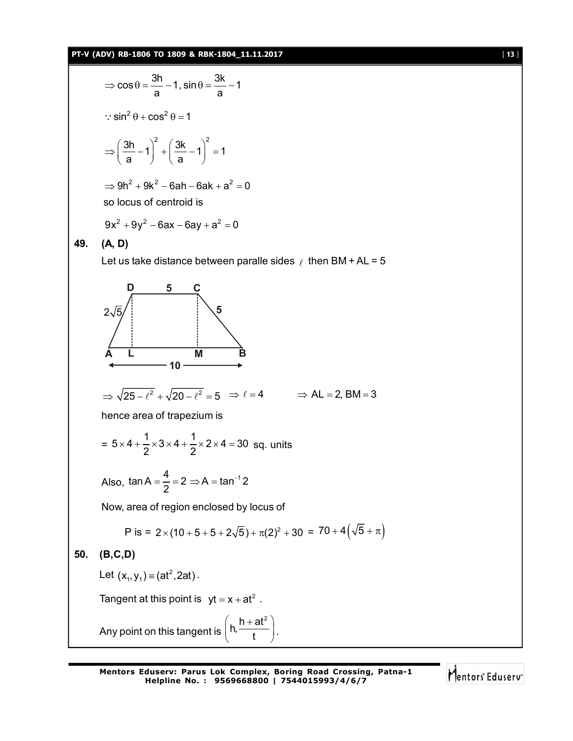$$\Rightarrow \cos\theta = \frac{3h}{a} - 1, \sin\theta = \frac{3k}{a} - 1$$

$$\because \sin^2\theta + \cos^2\theta = 1$$

$$\Rightarrow \left(\frac{3h}{a} - 1\right)^2 + \left(\frac{3k}{a} - 1\right)^2 = 1$$

$$\Rightarrow 9h^2 + 9k^2 - 6ah - 6ak + a^2 = 0$$

so locus of centroid is

$$9x^2 + 9y^2 - 6ax - 6ay + a^2 = 0$$

**49. (A, D)**

Let us take distance between paralle sides $\ell$ then BM + AL = 5

D 5 C

$2\sqrt{5}$ 5

A L M B

10

$$\Rightarrow \sqrt{25 - \ell^2} + \sqrt{20 - \ell^2} = 5 \quad \Rightarrow \ell = 4 \qquad \Rightarrow AL = 2, BM = 3$$

hence area of trapezium is

$$= 5 \times 4 + \frac{1}{2} \times 3 \times 4 + \frac{1}{2} \times 2 \times 4 = 30 \text{ sq. units}$$

Also, $\tan A = \frac{4}{2} = 2 \Rightarrow A = \tan^{-1} 2$

Now, area of region enclosed by locus of

P is = $2 \times (10 + 5 + 5 + 2\sqrt{5}) + \pi(2)^2 + 30$ = $70 + 4\left(\sqrt{5} + \pi\right)$

**50. (B,C,D)**

Let $(x_1, y_1) \equiv (at^2, 2at)$.

Tangent at this point is $yt = x + at^2$ .

Any point on this tangent is $\left(h, \frac{h + at^2}{t}\right)$.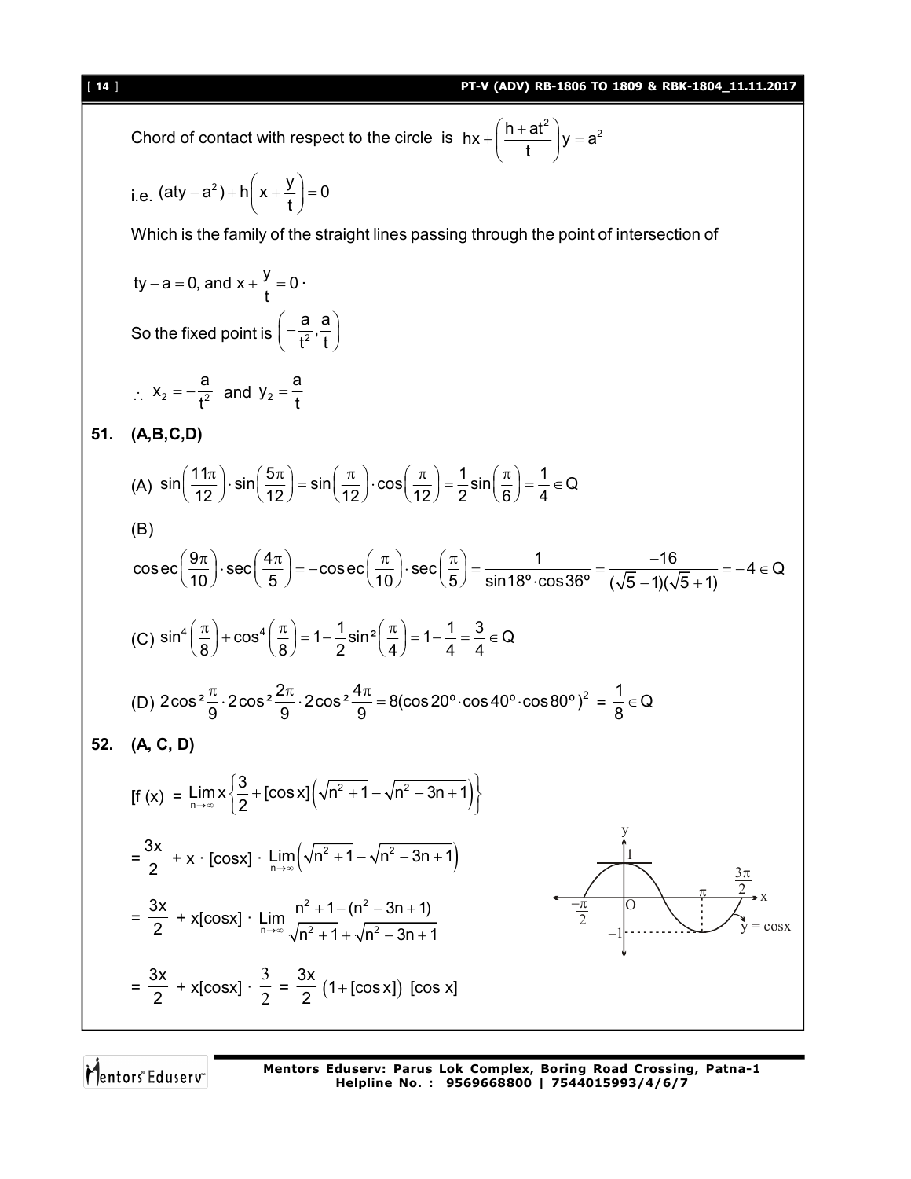Chord of contact with respect to the circle is $hx + \left(\frac{h + at^2}{t}\right)y = a^2$

i.e. $(aty - a^2) + h\left(x + \frac{y}{t}\right) = 0$

Which is the family of the straight lines passing through the point of intersection of

$ty - a = 0$, and $x + \frac{y}{t} = 0$.

So the fixed point is $\left(-\frac{a}{t^2}, \frac{a}{t}\right)$

$\therefore\ x_2 = -\frac{a}{t^2}$ and $y_2 = \frac{a}{t}$

**51. (A,B,C,D)**

(A) $\sin\left(\frac{11\pi}{12}\right) \cdot \sin\left(\frac{5\pi}{12}\right) = \sin\left(\frac{\pi}{12}\right) \cdot \cos\left(\frac{\pi}{12}\right) = \frac{1}{2}\sin\left(\frac{\pi}{6}\right) = \frac{1}{4} \in Q$

(B)

$$\operatorname{cosec}\left(\frac{9\pi}{10}\right) \cdot \sec\left(\frac{4\pi}{5}\right) = -\operatorname{cosec}\left(\frac{\pi}{10}\right) \cdot \sec\left(\frac{\pi}{5}\right) = \frac{1}{\sin 18^\circ \cdot \cos 36^\circ} = \frac{-16}{(\sqrt{5}-1)(\sqrt{5}+1)} = -4 \in Q$$

(C) $\sin^4\left(\frac{\pi}{8}\right) + \cos^4\left(\frac{\pi}{8}\right) = 1 - \frac{1}{2}\sin^2\left(\frac{\pi}{4}\right) = 1 - \frac{1}{4} = \frac{3}{4} \in Q$

(D) $2\cos^2\frac{\pi}{9} \cdot 2\cos^2\frac{2\pi}{9} \cdot 2\cos^2\frac{4\pi}{9} = 8(\cos 20^\circ \cdot \cos 40^\circ \cdot \cos 80^\circ)^2 = \frac{1}{8} \in Q$

**52. (A, C, D)**

$[f(x) = \lim_{n\to\infty} x\left\{\frac{3}{2} + [\cos x]\left(\sqrt{n^2+1} - \sqrt{n^2-3n+1}\right)\right\}$

$= \frac{3x}{2} + x \cdot [\cos x] \cdot \lim_{n\to\infty}\left(\sqrt{n^2+1} - \sqrt{n^2-3n+1}\right)$

$= \frac{3x}{2} + x[\cos x] \cdot \lim_{n\to\infty}\frac{n^2+1-(n^2-3n+1)}{\sqrt{n^2+1}+\sqrt{n^2-3n+1}}$

$= \frac{3x}{2} + x[\cos x] \cdot \frac{3}{2} = \frac{3x}{2}\left(1 + [\cos x]\right)$ [cos x]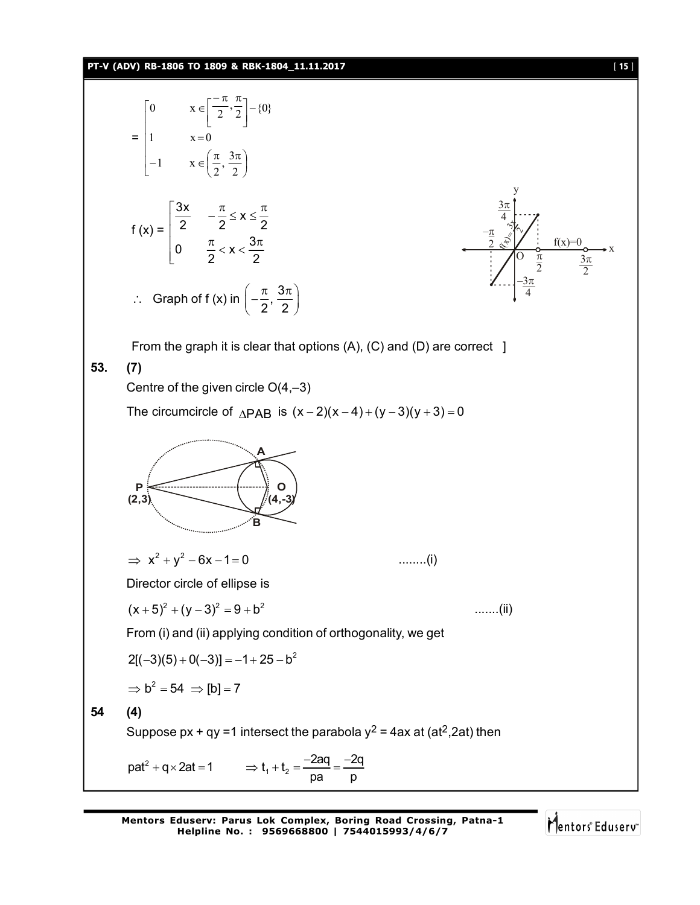$$= \begin{bmatrix} 0 & x \in \left[\frac{-\pi}{2}, \frac{\pi}{2}\right] - \{0\} \\ 1 & x = 0 \\ -1 & x \in \left(\frac{\pi}{2}, \frac{3\pi}{2}\right) \end{bmatrix}$$

$$f(x) = \begin{bmatrix} \frac{3x}{2} & -\frac{\pi}{2} \le x \le \frac{\pi}{2} \\ 0 & \frac{\pi}{2} < x < \frac{3\pi}{2} \end{bmatrix}$$

$\therefore$ Graph of f (x) in $\left(-\frac{\pi}{2}, \frac{3\pi}{2}\right)$

From the graph it is clear that options (A), (C) and (D) are correct ]

**53. (7)**

Centre of the given circle O(4,–3)

The circumcircle of $\Delta PAB$ is $(x-2)(x-4)+(y-3)(y+3)=0$

$\Rightarrow x^2 + y^2 - 6x - 1 = 0$ ........(i)

Director circle of ellipse is

$(x+5)^2 + (y-3)^2 = 9 + b^2$ .......(ii)

From (i) and (ii) applying condition of orthogonality, we get

$2[(-3)(5) + 0(-3)] = -1 + 25 - b^2$

$\Rightarrow b^2 = 54 \Rightarrow [b] = 7$

**54 (4)**

Suppose px + qy =1 intersect the parabola $y^2 = 4ax$ at $(at^2, 2at)$ then

$pat^2 + q \times 2at = 1 \qquad \Rightarrow t_1 + t_2 = \frac{-2aq}{pa} = \frac{-2q}{p}$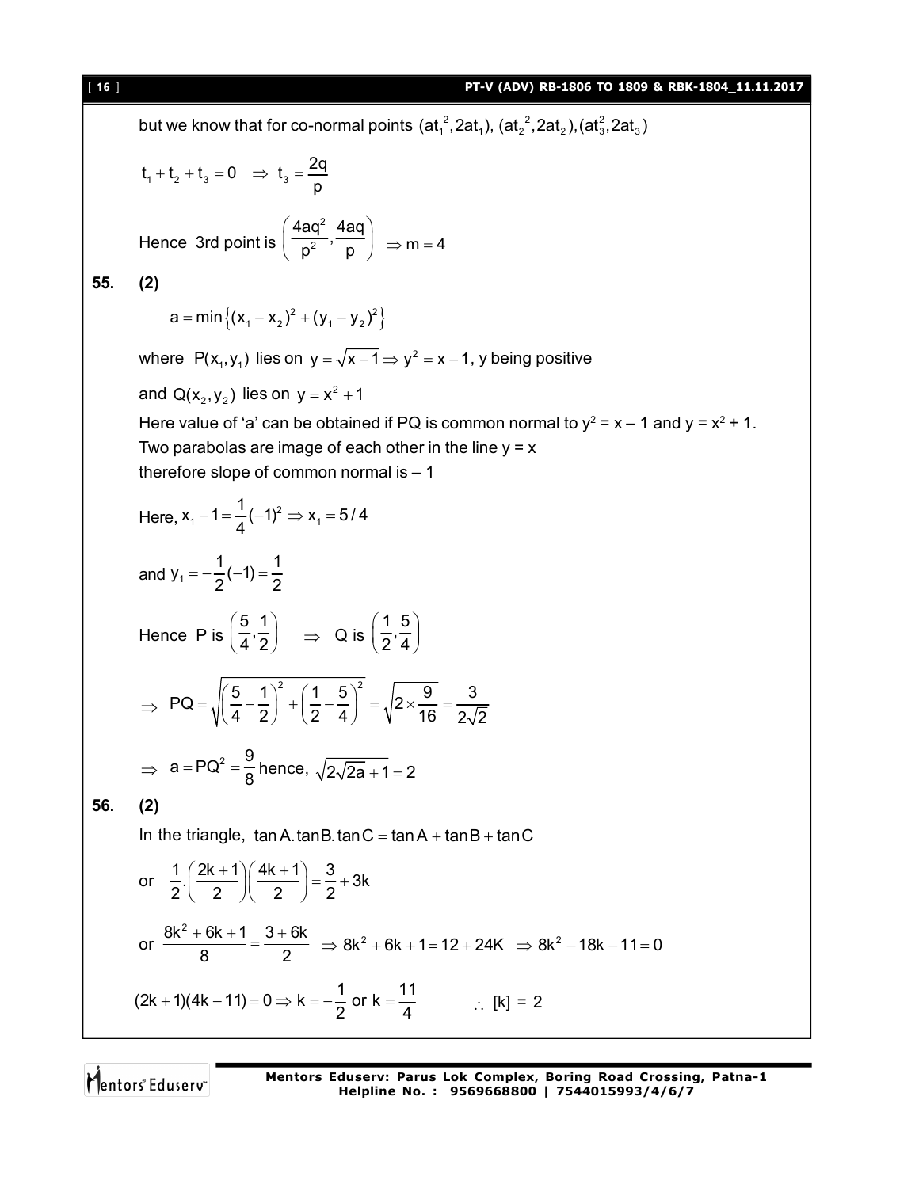but we know that for co-normal points $(at_1^2, 2at_1)$, $(at_2^2, 2at_2)$, $(at_3^2, 2at_3)$

$$t_1 + t_2 + t_3 = 0 \Rightarrow t_3 = \frac{2q}{p}$$

Hence 3rd point is $\left(\frac{4aq^2}{p^2}, \frac{4aq}{p}\right) \Rightarrow m = 4$

**55. (2)**

$$a = \min\left\{(x_1 - x_2)^2 + (y_1 - y_2)^2\right\}$$

where $P(x_1, y_1)$ lies on $y = \sqrt{x-1} \Rightarrow y^2 = x - 1$, y being positive

and $Q(x_2, y_2)$ lies on $y = x^2 + 1$

Here value of 'a' can be obtained if PQ is common normal to $y^2 = x - 1$ and $y = x^2 + 1$.
Two parabolas are image of each other in the line $y = x$
therefore slope of common normal is $-1$

Here, $x_1 - 1 = \frac{1}{4}(-1)^2 \Rightarrow x_1 = 5/4$

and $y_1 = -\frac{1}{2}(-1) = \frac{1}{2}$

Hence P is $\left(\frac{5}{4}, \frac{1}{2}\right) \Rightarrow$ Q is $\left(\frac{1}{2}, \frac{5}{4}\right)$

$$\Rightarrow PQ = \sqrt{\left(\frac{5}{4} - \frac{1}{2}\right)^2 + \left(\frac{1}{2} - \frac{5}{4}\right)^2} = \sqrt{2 \times \frac{9}{16}} = \frac{3}{2\sqrt{2}}$$

$\Rightarrow a = PQ^2 = \frac{9}{8}$ hence, $\sqrt{2\sqrt{2a} + 1} = 2$

**56. (2)**

In the triangle, $\tan A.\tan B.\tan C = \tan A + \tan B + \tan C$

or $\frac{1}{2}.\left(\frac{2k+1}{2}\right)\left(\frac{4k+1}{2}\right) = \frac{3}{2} + 3k$

or $\frac{8k^2 + 6k + 1}{8} = \frac{3 + 6k}{2} \Rightarrow 8k^2 + 6k + 1 = 12 + 24K \Rightarrow 8k^2 - 18k - 11 = 0$

$(2k+1)(4k-11) = 0 \Rightarrow k = -\frac{1}{2}$ or $k = \frac{11}{4}$ $\quad \therefore [k] = 2$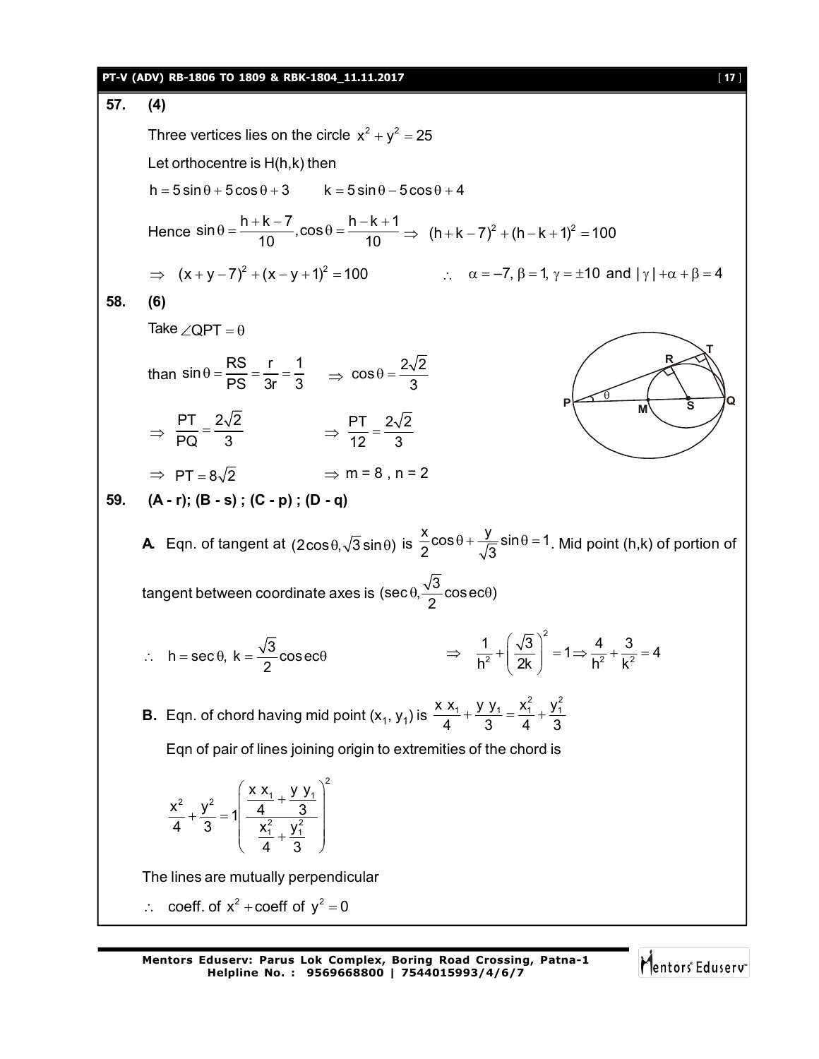**57. (4)**

Three vertices lies on the circle $x^2 + y^2 = 25$

Let orthocentre is H(h,k) then

$h = 5\sin\theta + 5\cos\theta + 3 \qquad k = 5\sin\theta - 5\cos\theta + 4$

Hence $\sin\theta = \dfrac{h+k-7}{10}, \cos\theta = \dfrac{h-k+1}{10} \Rightarrow (h+k-7)^2 + (h-k+1)^2 = 100$

$\Rightarrow (x+y-7)^2 + (x-y+1)^2 = 100 \qquad \therefore \alpha = -7, \beta = 1, \gamma = \pm 10$ and $|\gamma| + \alpha + \beta = 4$

**58. (6)**

Take $\angle QPT = \theta$

than $\sin\theta = \dfrac{RS}{PS} = \dfrac{r}{3r} = \dfrac{1}{3} \qquad \Rightarrow \cos\theta = \dfrac{2\sqrt{2}}{3}$

$\Rightarrow \dfrac{PT}{PQ} = \dfrac{2\sqrt{2}}{3} \qquad \Rightarrow \dfrac{PT}{12} = \dfrac{2\sqrt{2}}{3}$

$\Rightarrow PT = 8\sqrt{2} \qquad \Rightarrow m = 8, n = 2$

**59. (A - r); (B - s) ; (C - p) ; (D - q)**

**A.** Eqn. of tangent at $(2\cos\theta, \sqrt{3}\sin\theta)$ is $\dfrac{x}{2}\cos\theta + \dfrac{y}{\sqrt{3}}\sin\theta = 1$. Mid point (h,k) of portion of tangent between coordinate axes is $(\sec\theta, \frac{\sqrt{3}}{2}\operatorname{cosec}\theta)$

$\therefore h = \sec\theta,\ k = \dfrac{\sqrt{3}}{2}\operatorname{cosec}\theta \qquad \Rightarrow \dfrac{1}{h^2} + \left(\dfrac{\sqrt{3}}{2k}\right)^2 = 1 \Rightarrow \dfrac{4}{h^2} + \dfrac{3}{k^2} = 4$

**B.** Eqn. of chord having mid point $(x_1, y_1)$ is $\dfrac{x x_1}{4} + \dfrac{y y_1}{3} = \dfrac{x_1^2}{4} + \dfrac{y_1^2}{3}$

Eqn of pair of lines joining origin to extremities of the chord is

$$\frac{x^2}{4} + \frac{y^2}{3} = 1\left(\frac{\frac{x x_1}{4} + \frac{y y_1}{3}}{\frac{x_1^2}{4} + \frac{y_1^2}{3}}\right)^2$$

The lines are mutually perpendicular

$\therefore$ coeff. of $x^2$ + coeff of $y^2 = 0$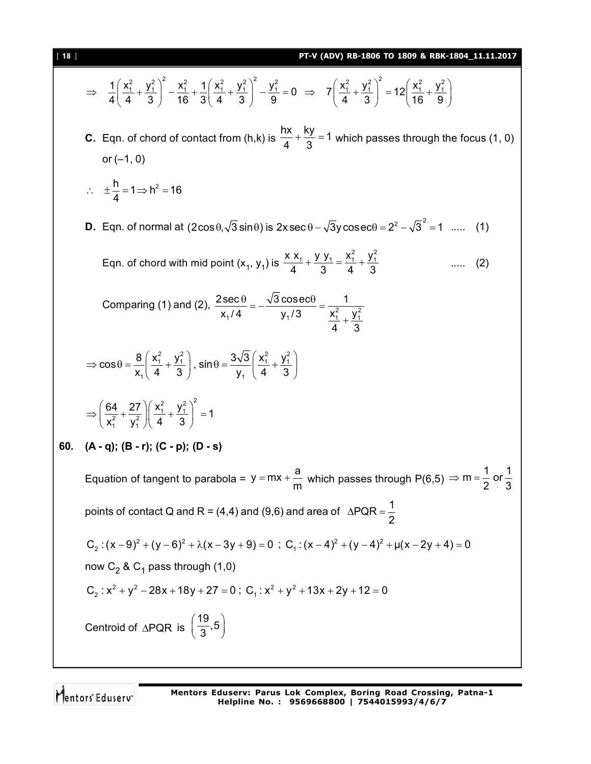$$\Rightarrow \quad \frac{1}{4}\left(\frac{x_1^2}{4}+\frac{y_1^2}{3}\right)^2-\frac{x_1^2}{16}+\frac{1}{3}\left(\frac{x_1^2}{4}+\frac{y_1^2}{3}\right)^2-\frac{y_1^2}{9}=0 \quad \Rightarrow \quad 7\left(\frac{x_1^2}{4}+\frac{y_1^2}{3}\right)^2=12\left(\frac{x_1^2}{16}+\frac{y_1^2}{9}\right)$$

**C.** Eqn. of chord of contact from (h,k) is $\frac{hx}{4}+\frac{ky}{3}=1$ which passes through the focus (1, 0) or (–1, 0)

$$\therefore \quad \pm\frac{h}{4}=1 \Rightarrow h^2=16$$

**D.** Eqn. of normal at $(2\cos\theta, \sqrt{3}\sin\theta)$ is $2x\sec\theta-\sqrt{3}y\,\text{cosec}\theta=2^2-\sqrt{3}^2=1$ ..... (1)

Eqn. of chord with mid point ($x_1$, $y_1$) is $\frac{x\,x_1}{4}+\frac{y\,y_1}{3}=\frac{x_1^2}{4}+\frac{y_1^2}{3}$ ..... (2)

Comparing (1) and (2), $\frac{2\sec\theta}{x_1/4}=-\frac{\sqrt{3}\,\text{cosec}\theta}{y_1/3}=\frac{1}{\frac{x_1^2}{4}+\frac{y_1^2}{3}}$

$$\Rightarrow \cos\theta=\frac{8}{x_1}\left(\frac{x_1^2}{4}+\frac{y_1^2}{3}\right), \ \sin\theta=\frac{3\sqrt{3}}{y_1}\left(\frac{x_1^2}{4}+\frac{y_1^2}{3}\right)$$

$$\Rightarrow \left(\frac{64}{x_1^2}+\frac{27}{y_1^2}\right)\left(\frac{x_1^2}{4}+\frac{y_1^2}{3}\right)^2=1$$

**60. (A - q); (B - r); (C - p); (D - s)**

Equation of tangent to parabola = $y=mx+\frac{a}{m}$ which passes through P(6,5) $\Rightarrow m=\frac{1}{2}$ or $\frac{1}{3}$

points of contact Q and R = (4,4) and (9,6) and area of $\Delta PQR=\frac{1}{2}$

$C_2:(x-9)^2+(y-6)^2+\lambda(x-3y+9)=0$ ; $C_1:(x-4)^2+(y-4)^2+\mu(x-2y+4)=0$

now $C_2$ & $C_1$ pass through (1,0)

$C_2: x^2+y^2-28x+18y+27=0$ ; $C_1: x^2+y^2+13x+2y+12=0$

Centroid of $\Delta PQR$ is $\left(\frac{19}{3}, 5\right)$